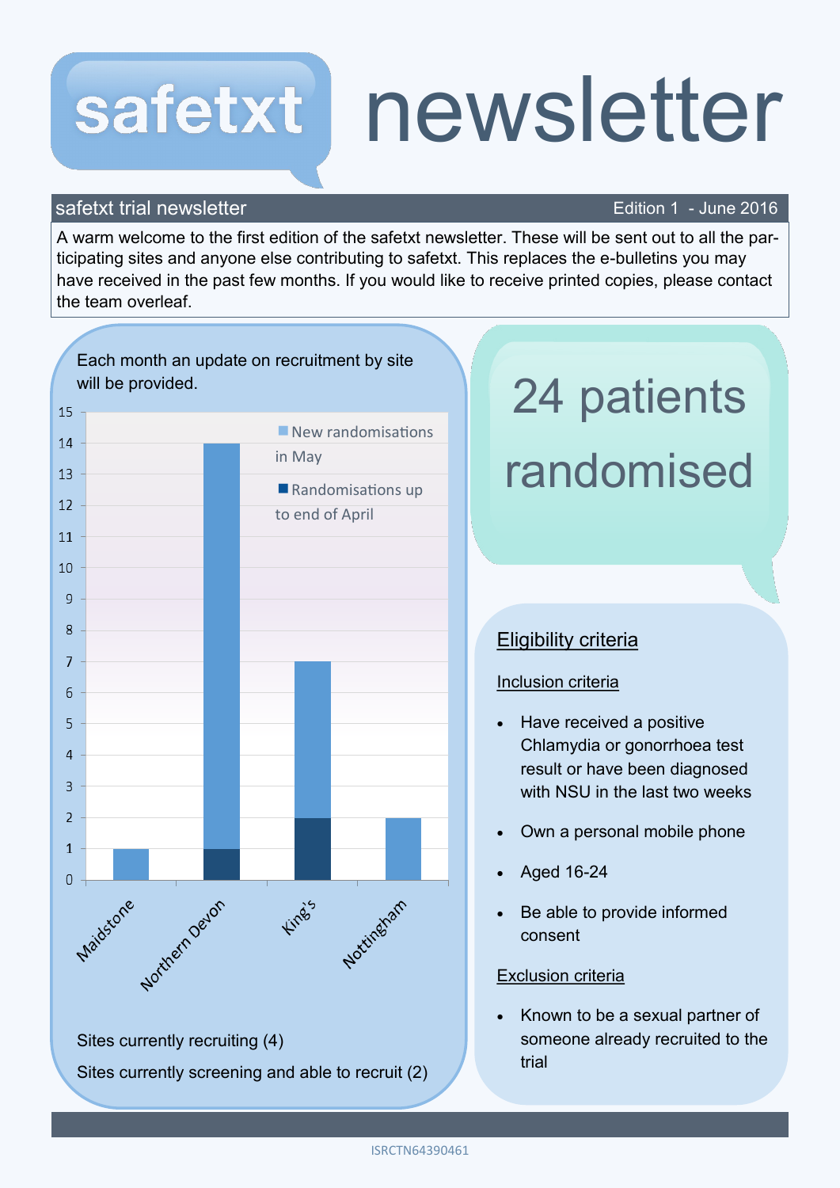# safetxt newsletter

## safetxt trial newsletter

Edition 1 - June 2016

A warm welcome to the first edition of the safetxt newsletter. These will be sent out to all the participating sites and anyone else contributing to safetxt. This replaces the e-bulletins you may have received in the past few months. If you would like to receive printed copies, please contact the team overleaf.

Each month an update on recruitment by site will be provided.

| Site | Randomisations up to end of April | New randomisations in May |
|---|---|---|
| Maidstone | 0 | 1 |
| Northern Devon | 1 | 13 |
| King's | 2 | 5 |
| Nottingham | 0 | 2 |

Sites currently recruiting (4)

Sites currently screening and able to recruit (2)

## 24 patients randomised

## Eligibility criteria

### Inclusion criteria

- Have received a positive Chlamydia or gonorrhoea test result or have been diagnosed with NSU in the last two weeks
- Own a personal mobile phone
- Aged 16-24
- Be able to provide informed consent

### Exclusion criteria

- Known to be a sexual partner of someone already recruited to the trial

ISRCTN64390461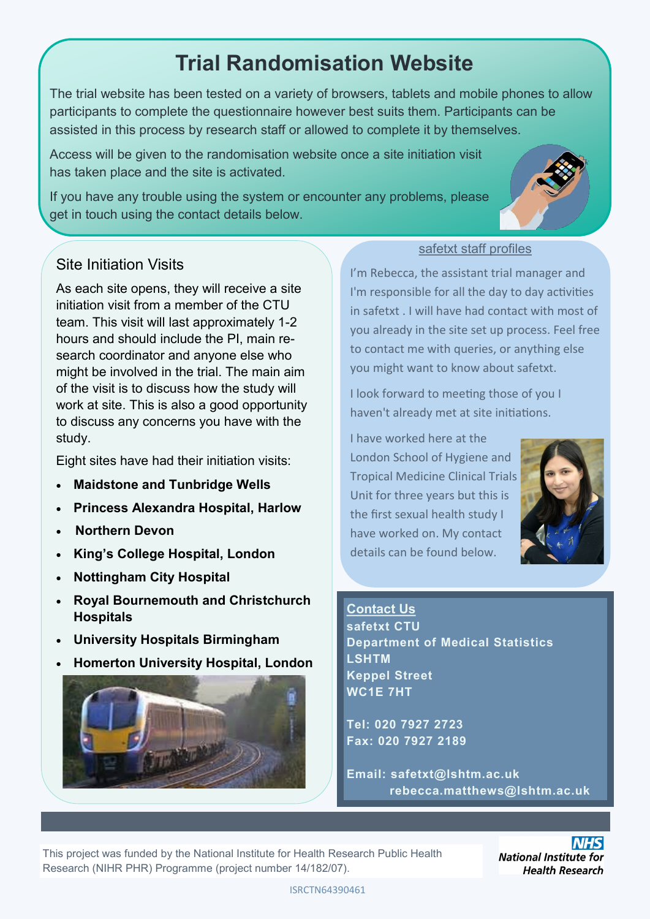# Trial Randomisation Website

The trial website has been tested on a variety of browsers, tablets and mobile phones to allow participants to complete the questionnaire however best suits them. Participants can be assisted in this process by research staff or allowed to complete it by themselves.

Access will be given to the randomisation website once a site initiation visit has taken place and the site is activated.

If you have any trouble using the system or encounter any problems, please get in touch using the contact details below.

## Site Initiation Visits

As each site opens, they will receive a site initiation visit from a member of the CTU team. This visit will last approximately 1-2 hours and should include the PI, main research coordinator and anyone else who might be involved in the trial. The main aim of the visit is to discuss how the study will work at site. This is also a good opportunity to discuss any concerns you have with the study.

Eight sites have had their initiation visits:

- **Maidstone and Tunbridge Wells**
- **Princess Alexandra Hospital, Harlow**
- **Northern Devon**
- **King's College Hospital, London**
- **Nottingham City Hospital**
- **Royal Bournemouth and Christchurch Hospitals**
- **University Hospitals Birmingham**
- **Homerton University Hospital, London**

## safetxt staff profiles

I'm Rebecca, the assistant trial manager and I'm responsible for all the day to day activities in safetxt . I will have had contact with most of you already in the site set up process. Feel free to contact me with queries, or anything else you might want to know about safetxt.

I look forward to meeting those of you I haven't already met at site initiations.

I have worked here at the London School of Hygiene and Tropical Medicine Clinical Trials Unit for three years but this is the first sexual health study I have worked on. My contact details can be found below.

## Contact Us

**safetxt CTU**
**Department of Medical Statistics**
**LSHTM**
**Keppel Street**
**WC1E 7HT**

**Tel: 020 7927 2723**
**Fax: 020 7927 2189**

**Email: safetxt@lshtm.ac.uk**
**rebecca.matthews@lshtm.ac.uk**

This project was funded by the National Institute for Health Research Public Health Research (NIHR PHR) Programme (project number 14/182/07).

NHS National Institute for Health Research

ISRCTN64390461